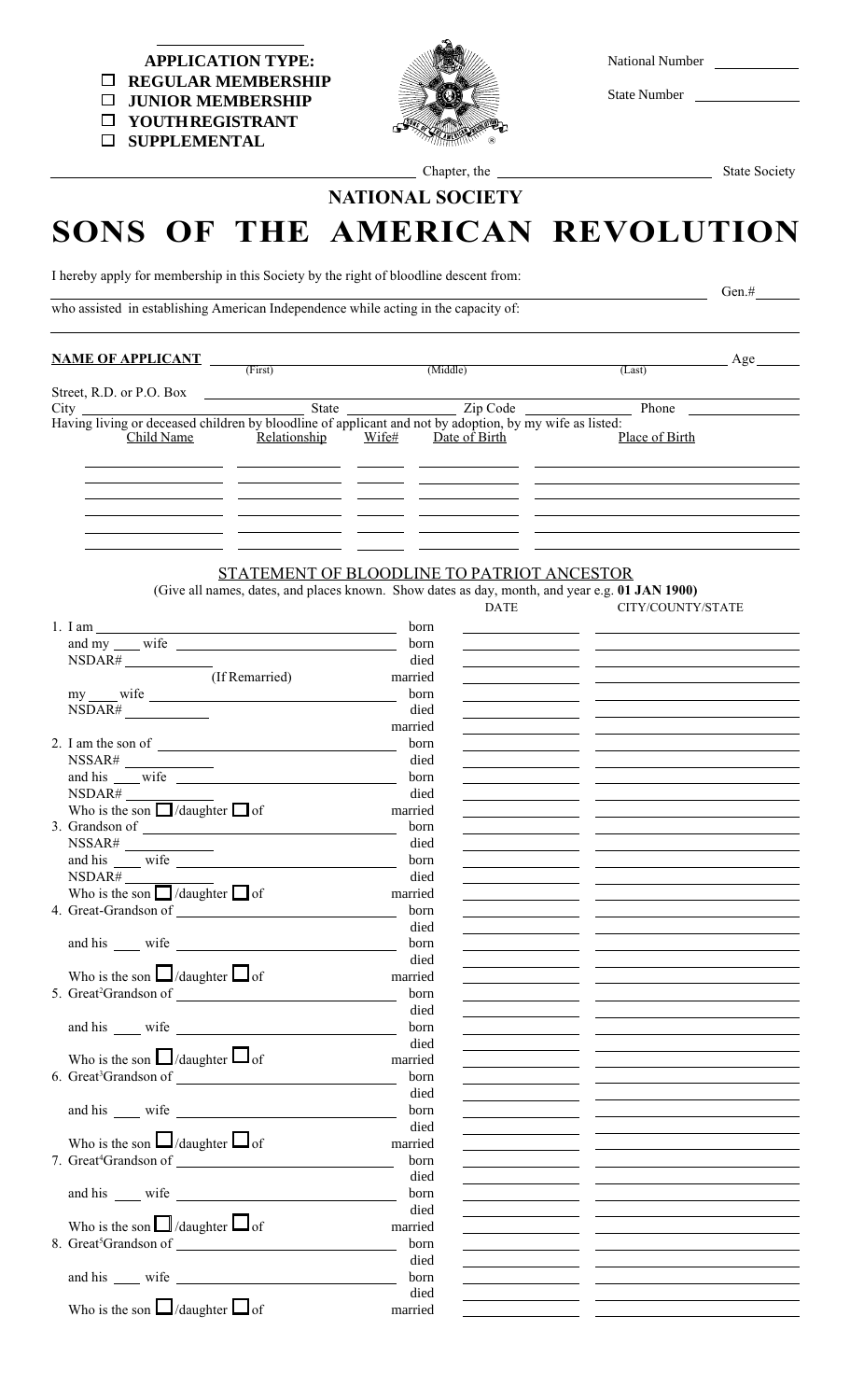**APPLICATION TYPE:**

- ☐ **REGULAR MEMBERSHIP**
- ☐ **JUNIOR MEMBERSHIP**
- ☐ **YOUTH REGISTRANT**
- ☐ **SUPPLEMENTAL**

National Number ____________

State Number ____________

____________ Chapter, the ____________ State Society

## NATIONAL SOCIETY

# SONS OF THE AMERICAN REVOLUTION

I hereby apply for membership in this Society by the right of bloodline descent from: ____________ Gen.# ______

who assisted in establishing American Independence while acting in the capacity of: ____________

**NAME OF APPLICANT** ____________ (First) ____________ (Middle) ____________ (Last) Age ______

Street, R.D. or P.O. Box ____________

City ____________ State ____________ Zip Code ____________ Phone ____________

Having living or deceased children by bloodline of applicant and not by adoption, by my wife as listed:

| Child Name | Relationship | Wife# | Date of Birth | Place of Birth |
|---|---|---|---|---|
| | | | | |
| | | | | |
| | | | | |
| | | | | |
| | | | | |

## STATEMENT OF BLOODLINE TO PATRIOT ANCESTOR

(Give all names, dates, and places known. Show dates as day, month, and year e.g. **01 JAN 1900)**

| | | DATE | CITY/COUNTY/STATE |
|---|---|---|---|
| 1. I am ____________ | born | | |
| and my ____ wife ____________ | born | | |
| NSDAR# ____________ | died | | |
| (If Remarried) | married | | |
| my ____ wife ____________ | born | | |
| NSDAR# ____________ | died | | |
| | married | | |
| 2. I am the son of ____________ | born | | |
| NSSAR# ____________ | died | | |
| and his ____ wife ____________ | born | | |
| NSDAR# ____________ | died | | |
| Who is the son ☐/daughter ☐ of | married | | |
| 3. Grandson of ____________ | born | | |
| NSSAR# ____________ | died | | |
| and his ____ wife ____________ | born | | |
| NSDAR# ____________ | died | | |
| Who is the son ☐/daughter ☐ of | married | | |
| 4. Great-Grandson of ____________ | born | | |
| | died | | |
| and his ____ wife ____________ | born | | |
| | died | | |
| Who is the son ☐/daughter ☐ of | married | | |
| 5. Great$^2$Grandson of ____________ | born | | |
| | died | | |
| and his ____ wife ____________ | born | | |
| | died | | |
| Who is the son ☐/daughter ☐ of | married | | |
| 6. Great$^3$Grandson of ____________ | born | | |
| | died | | |
| and his ____ wife ____________ | born | | |
| | died | | |
| Who is the son ☐/daughter ☐ of | married | | |
| 7. Great$^4$Grandson of ____________ | born | | |
| | died | | |
| and his ____ wife ____________ | born | | |
| | died | | |
| Who is the son ☐/daughter ☐ of | married | | |
| 8. Great$^5$Grandson of ____________ | born | | |
| | died | | |
| and his ____ wife ____________ | born | | |
| | died | | |
| Who is the son ☐/daughter ☐ of | married | | |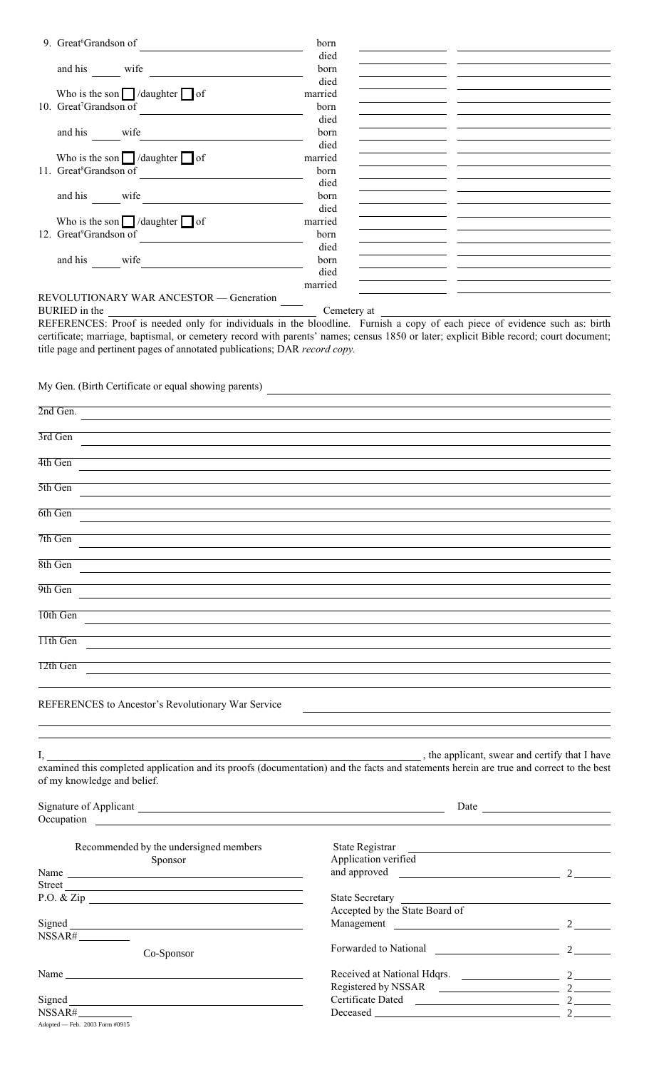9. Great[6]Grandson of \_\_\_\_\_\_\_\_\_\_ born \_\_\_\_\_\_\_\_\_\_ \_\_\_\_\_\_\_\_\_\_

died \_\_\_\_\_\_\_\_\_\_ \_\_\_\_\_\_\_\_\_\_

and his \_\_\_\_\_ wife \_\_\_\_\_\_\_\_\_\_ born \_\_\_\_\_\_\_\_\_\_ \_\_\_\_\_\_\_\_\_\_

died \_\_\_\_\_\_\_\_\_\_ \_\_\_\_\_\_\_\_\_\_

Who is the son ☐ /daughter ☐ of married \_\_\_\_\_\_\_\_\_\_ \_\_\_\_\_\_\_\_\_\_

10. Great[7]Grandson of \_\_\_\_\_\_\_\_\_\_ born \_\_\_\_\_\_\_\_\_\_ \_\_\_\_\_\_\_\_\_\_

died \_\_\_\_\_\_\_\_\_\_ \_\_\_\_\_\_\_\_\_\_

and his \_\_\_\_\_ wife \_\_\_\_\_\_\_\_\_\_ born \_\_\_\_\_\_\_\_\_\_ \_\_\_\_\_\_\_\_\_\_

died \_\_\_\_\_\_\_\_\_\_ \_\_\_\_\_\_\_\_\_\_

Who is the son ☐ /daughter ☐ of married \_\_\_\_\_\_\_\_\_\_ \_\_\_\_\_\_\_\_\_\_

11. Great[8]Grandson of \_\_\_\_\_\_\_\_\_\_ born \_\_\_\_\_\_\_\_\_\_ \_\_\_\_\_\_\_\_\_\_

died \_\_\_\_\_\_\_\_\_\_ \_\_\_\_\_\_\_\_\_\_

and his \_\_\_\_\_ wife \_\_\_\_\_\_\_\_\_\_ born \_\_\_\_\_\_\_\_\_\_ \_\_\_\_\_\_\_\_\_\_

died \_\_\_\_\_\_\_\_\_\_ \_\_\_\_\_\_\_\_\_\_

Who is the son ☐ /daughter ☐ of married \_\_\_\_\_\_\_\_\_\_ \_\_\_\_\_\_\_\_\_\_

12. Great[9]Grandson of \_\_\_\_\_\_\_\_\_\_ born \_\_\_\_\_\_\_\_\_\_ \_\_\_\_\_\_\_\_\_\_

died \_\_\_\_\_\_\_\_\_\_ \_\_\_\_\_\_\_\_\_\_

and his \_\_\_\_\_ wife \_\_\_\_\_\_\_\_\_\_ born \_\_\_\_\_\_\_\_\_\_ \_\_\_\_\_\_\_\_\_\_

died \_\_\_\_\_\_\_\_\_\_ \_\_\_\_\_\_\_\_\_\_

married \_\_\_\_\_\_\_\_\_\_ \_\_\_\_\_\_\_\_\_\_

REVOLUTIONARY WAR ANCESTOR — Generation \_\_\_\_\_

BURIED in the \_\_\_\_\_\_\_\_\_\_ Cemetery at \_\_\_\_\_\_\_\_\_\_

REFERENCES: Proof is needed only for individuals in the bloodline. Furnish a copy of each piece of evidence such as: birth certificate; marriage, baptismal, or cemetery record with parents' names; census 1850 or later; explicit Bible record; court document; title page and pertinent pages of annotated publications; DAR *record copy.*

My Gen. (Birth Certificate or equal showing parents) \_\_\_\_\_\_\_\_\_\_

2nd Gen. \_\_\_\_\_\_\_\_\_\_

3rd Gen \_\_\_\_\_\_\_\_\_\_

4th Gen \_\_\_\_\_\_\_\_\_\_

5th Gen \_\_\_\_\_\_\_\_\_\_

6th Gen \_\_\_\_\_\_\_\_\_\_

7th Gen \_\_\_\_\_\_\_\_\_\_

8th Gen \_\_\_\_\_\_\_\_\_\_

9th Gen \_\_\_\_\_\_\_\_\_\_

10th Gen \_\_\_\_\_\_\_\_\_\_

11th Gen \_\_\_\_\_\_\_\_\_\_

12th Gen \_\_\_\_\_\_\_\_\_\_

REFERENCES to Ancestor's Revolutionary War Service \_\_\_\_\_\_\_\_\_\_

I, \_\_\_\_\_\_\_\_\_\_, the applicant, swear and certify that I have examined this completed application and its proofs (documentation) and the facts and statements herein are true and correct to the best of my knowledge and belief.

Signature of Applicant \_\_\_\_\_\_\_\_\_\_ Date \_\_\_\_\_\_\_\_\_\_

Occupation \_\_\_\_\_\_\_\_\_\_

Recommended by the undersigned members

Sponsor

Name \_\_\_\_\_\_\_\_\_\_

Street \_\_\_\_\_\_\_\_\_\_

P.O. & Zip \_\_\_\_\_\_\_\_\_\_

Signed \_\_\_\_\_\_\_\_\_\_

NSSAR# \_\_\_\_\_\_\_\_\_\_

Co-Sponsor

Name \_\_\_\_\_\_\_\_\_\_

Signed \_\_\_\_\_\_\_\_\_\_

NSSAR# \_\_\_\_\_\_\_\_\_\_

State Registrar \_\_\_\_\_\_\_\_\_\_

Application verified and approved \_\_\_\_\_\_\_\_\_\_ 2\_\_\_\_\_

State Secretary \_\_\_\_\_\_\_\_\_\_

Accepted by the State Board of Management \_\_\_\_\_\_\_\_\_\_ 2\_\_\_\_\_

Forwarded to National \_\_\_\_\_\_\_\_\_\_ 2\_\_\_\_\_

Received at National Hdqrs. \_\_\_\_\_\_\_\_\_\_ 2\_\_\_\_\_

Registered by NSSAR \_\_\_\_\_\_\_\_\_\_ 2\_\_\_\_\_

Certificate Dated \_\_\_\_\_\_\_\_\_\_ 2\_\_\_\_\_

Deceased \_\_\_\_\_\_\_\_\_\_ 2\_\_\_\_\_

Adopted — Feb. 2003 Form #0915